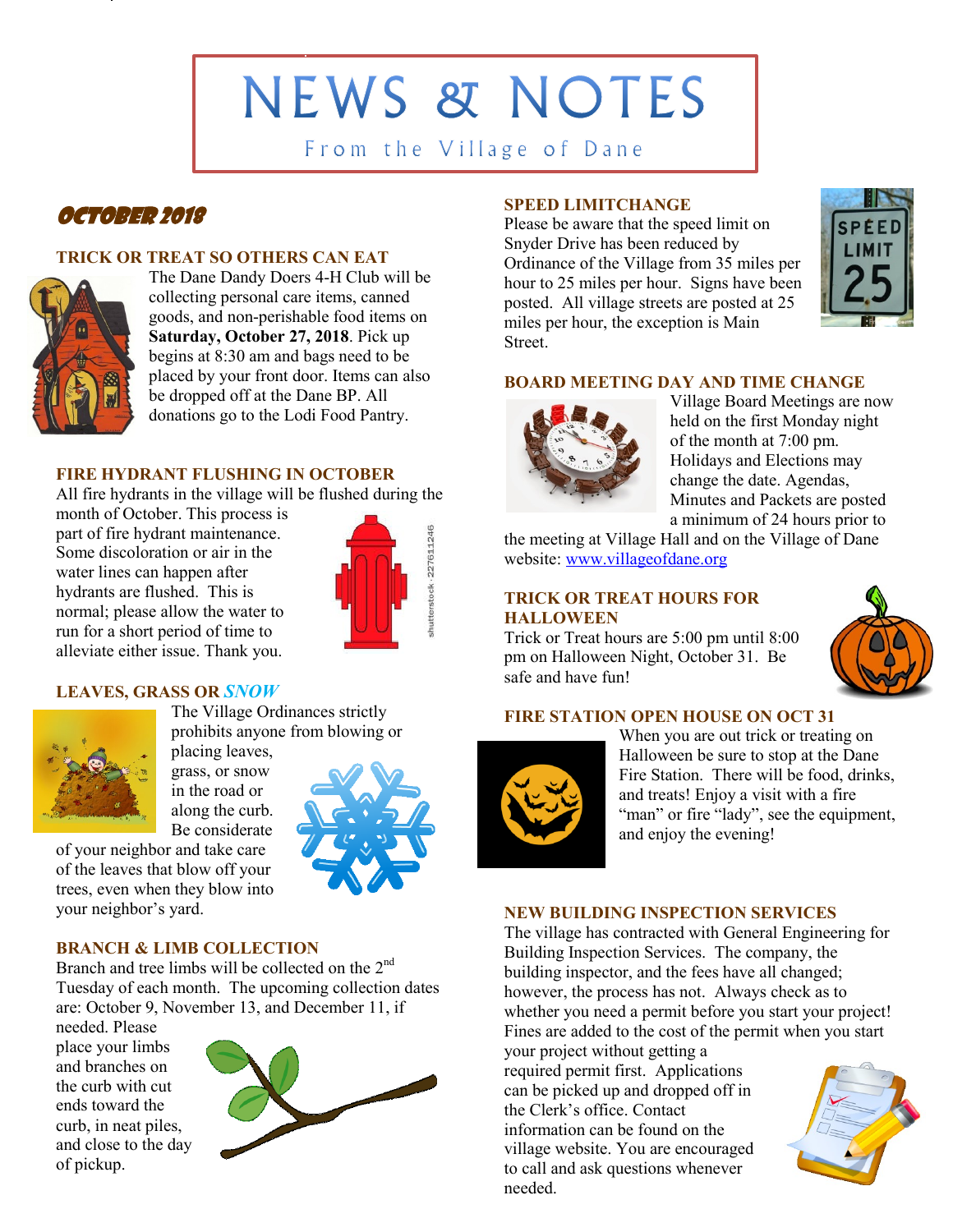# NEWS & NOTES

From the Village of Dane

## OCTOBER 2018

### TRICK OR TREAT SO OTHERS CAN EAT

The Dane Dandy Doers 4-H Club will be collecting personal care items, canned goods, and non-perishable food items on **Saturday, October 27, 2018**. Pick up begins at 8:30 am and bags need to be placed by your front door. Items can also be dropped off at the Dane BP. All donations go to the Lodi Food Pantry.

### FIRE HYDRANT FLUSHING IN OCTOBER

All fire hydrants in the village will be flushed during the month of October. This process is part of fire hydrant maintenance. Some discoloration or air in the water lines can happen after hydrants are flushed. This is normal; please allow the water to run for a short period of time to alleviate either issue. Thank you.

### LEAVES, GRASS OR *SNOW*

The Village Ordinances strictly prohibits anyone from blowing or placing leaves, grass, or snow in the road or along the curb. Be considerate of your neighbor and take care of the leaves that blow off your trees, even when they blow into your neighbor's yard.

### BRANCH & LIMB COLLECTION

Branch and tree limbs will be collected on the 2nd Tuesday of each month. The upcoming collection dates are: October 9, November 13, and December 11, if needed. Please place your limbs and branches on the curb with cut ends toward the curb, in neat piles, and close to the day of pickup.

### SPEED LIMITCHANGE

Please be aware that the speed limit on Snyder Drive has been reduced by Ordinance of the Village from 35 miles per hour to 25 miles per hour. Signs have been posted. All village streets are posted at 25 miles per hour, the exception is Main Street.

### BOARD MEETING DAY AND TIME CHANGE

Village Board Meetings are now held on the first Monday night of the month at 7:00 pm. Holidays and Elections may change the date. Agendas, Minutes and Packets are posted a minimum of 24 hours prior to the meeting at Village Hall and on the Village of Dane website: [www.villageofdane.org](http://www.villageofdane.org)

### TRICK OR TREAT HOURS FOR HALLOWEEN

Trick or Treat hours are 5:00 pm until 8:00 pm on Halloween Night, October 31. Be safe and have fun!

### FIRE STATION OPEN HOUSE ON OCT 31

When you are out trick or treating on Halloween be sure to stop at the Dane Fire Station. There will be food, drinks, and treats! Enjoy a visit with a fire "man" or fire "lady", see the equipment, and enjoy the evening!

### NEW BUILDING INSPECTION SERVICES

The village has contracted with General Engineering for Building Inspection Services. The company, the building inspector, and the fees have all changed; however, the process has not. Always check as to whether you need a permit before you start your project! Fines are added to the cost of the permit when you start your project without getting a required permit first. Applications can be picked up and dropped off in the Clerk's office. Contact information can be found on the village website. You are encouraged to call and ask questions whenever needed.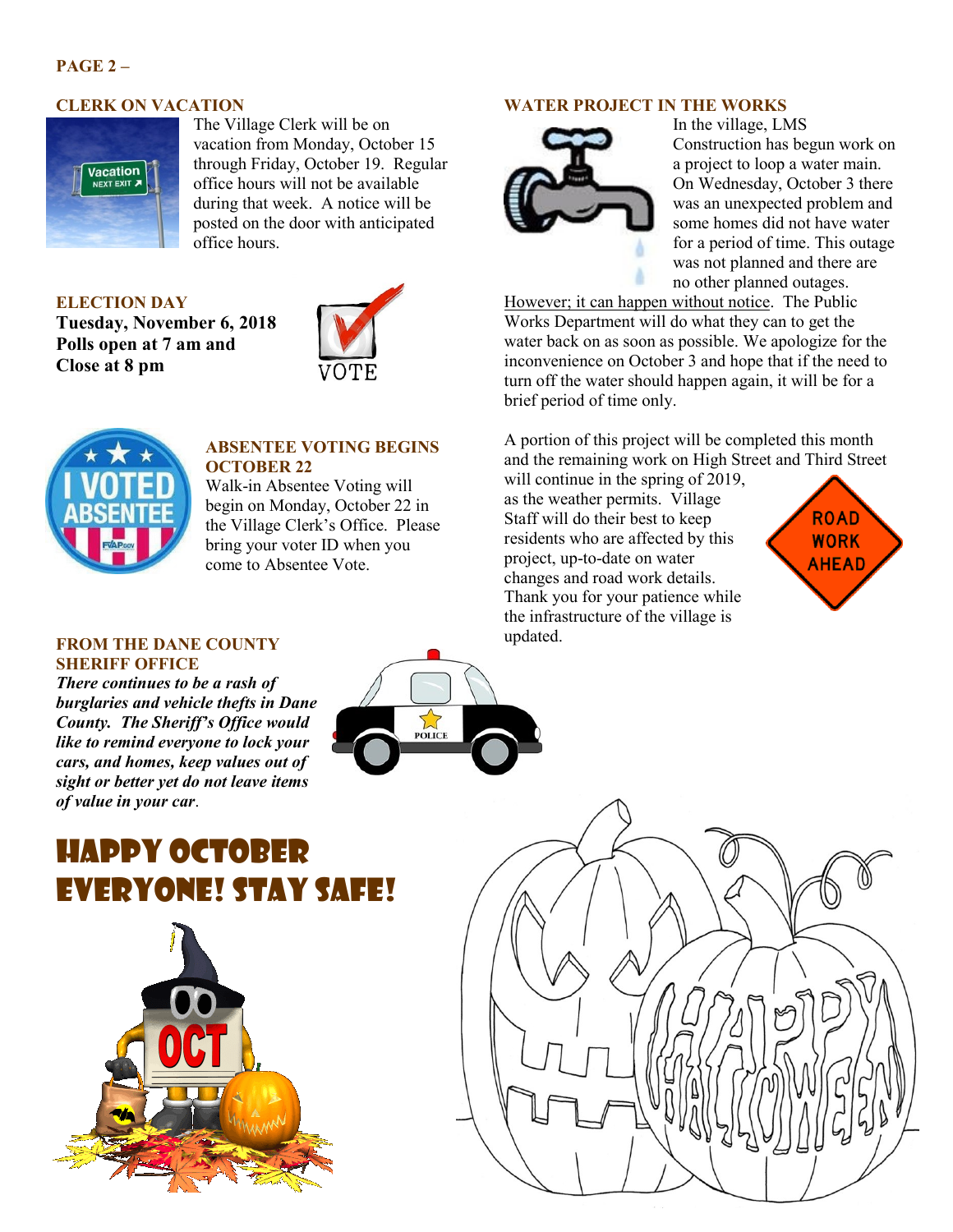## CLERK ON VACATION

The Village Clerk will be on vacation from Monday, October 15 through Friday, October 19. Regular office hours will not be available during that week. A notice will be posted on the door with anticipated office hours.

## ELECTION DAY

**Tuesday, November 6, 2018**
**Polls open at 7 am and Close at 8 pm**

## ABSENTEE VOTING BEGINS OCTOBER 22

Walk-in Absentee Voting will begin on Monday, October 22 in the Village Clerk's Office. Please bring your voter ID when you come to Absentee Vote.

## FROM THE DANE COUNTY SHERIFF OFFICE

***There continues to be a rash of burglaries and vehicle thefts in Dane County. The Sheriff's Office would like to remind everyone to lock your cars, and homes, keep values out of sight or better yet do not leave items of value in your car*.**

## WATER PROJECT IN THE WORKS

In the village, LMS Construction has begun work on a project to loop a water main. On Wednesday, October 3 there was an unexpected problem and some homes did not have water for a period of time. This outage was not planned and there are no other planned outages. However; it can happen without notice. The Public Works Department will do what they can to get the water back on as soon as possible. We apologize for the inconvenience on October 3 and hope that if the need to turn off the water should happen again, it will be for a brief period of time only.

A portion of this project will be completed this month and the remaining work on High Street and Third Street will continue in the spring of 2019, as the weather permits. Village Staff will do their best to keep residents who are affected by this project, up-to-date on water changes and road work details. Thank you for your patience while the infrastructure of the village is updated.

# HAPPY OCTOBER EVERYONE! STAY SAFE!